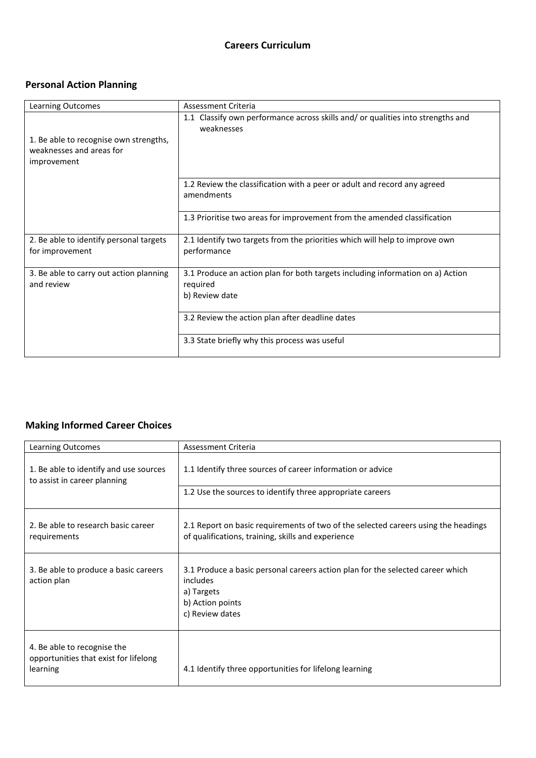# Careers Curriculum

## Personal Action Planning

| Learning Outcomes | Assessment Criteria |
|---|---|
| 1. Be able to recognise own strengths, weaknesses and areas for improvement | 1.1 Classify own performance across skills and/ or qualities into strengths and weaknesses |
| | 1.2 Review the classification with a peer or adult and record any agreed amendments |
| | 1.3 Prioritise two areas for improvement from the amended classification |
| 2. Be able to identify personal targets for improvement | 2.1 Identify two targets from the priorities which will help to improve own performance |
| 3. Be able to carry out action planning and review | 3.1 Produce an action plan for both targets including information on a) Action required b) Review date |
| | 3.2 Review the action plan after deadline dates |
| | 3.3 State briefly why this process was useful |

## Making Informed Career Choices

| Learning Outcomes | Assessment Criteria |
|---|---|
| 1. Be able to identify and use sources to assist in career planning | 1.1 Identify three sources of career information or advice |
| | 1.2 Use the sources to identify three appropriate careers |
| 2. Be able to research basic career requirements | 2.1 Report on basic requirements of two of the selected careers using the headings of qualifications, training, skills and experience |
| 3. Be able to produce a basic careers action plan | 3.1 Produce a basic personal careers action plan for the selected career which includes a) Targets b) Action points c) Review dates |
| 4. Be able to recognise the opportunities that exist for lifelong learning | 4.1 Identify three opportunities for lifelong learning |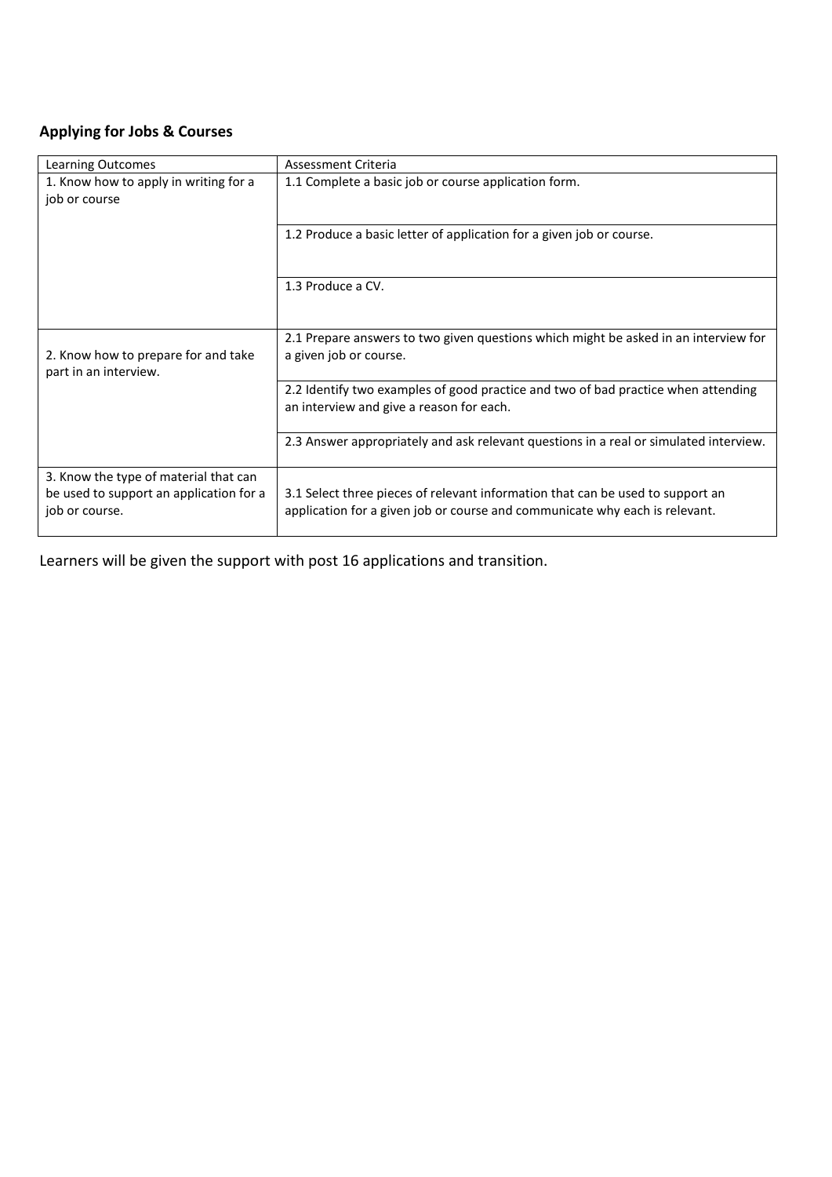## Applying for Jobs & Courses

| Learning Outcomes | Assessment Criteria |
| --- | --- |
| 1. Know how to apply in writing for a job or course | 1.1 Complete a basic job or course application form. |
| | 1.2 Produce a basic letter of application for a given job or course. |
| | 1.3 Produce a CV. |
| 2. Know how to prepare for and take part in an interview. | 2.1 Prepare answers to two given questions which might be asked in an interview for a given job or course. |
| | 2.2 Identify two examples of good practice and two of bad practice when attending an interview and give a reason for each. |
| | 2.3 Answer appropriately and ask relevant questions in a real or simulated interview. |
| 3. Know the type of material that can be used to support an application for a job or course. | 3.1 Select three pieces of relevant information that can be used to support an application for a given job or course and communicate why each is relevant. |

Learners will be given the support with post 16 applications and transition.